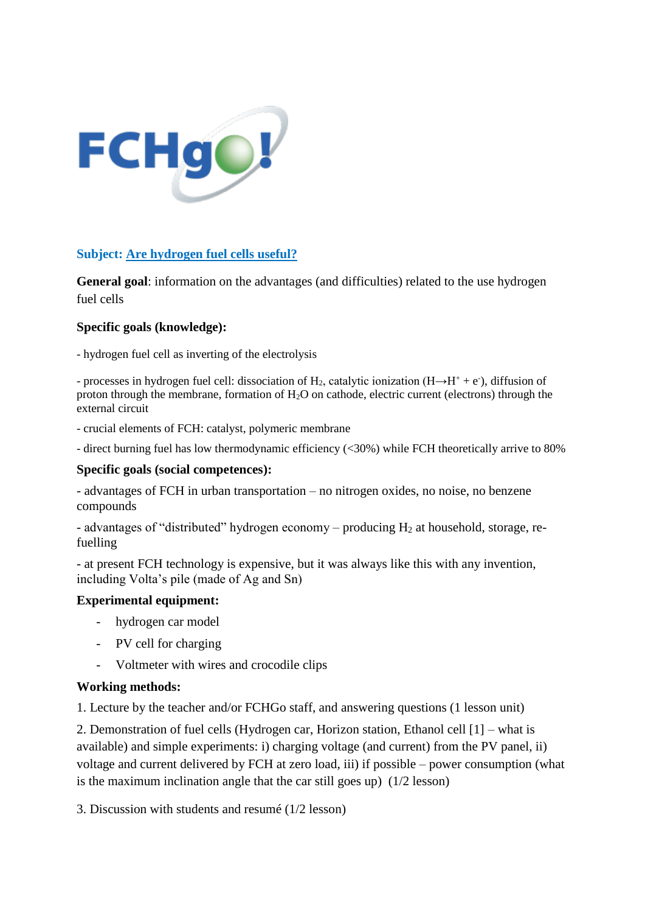**FCHgo!**

**Subject: Are hydrogen fuel cells useful?**

**General goal**: information on the advantages (and difficulties) related to the use hydrogen fuel cells

**Specific goals (knowledge):**

- hydrogen fuel cell as inverting of the electrolysis
- processes in hydrogen fuel cell: dissociation of $H_2$, catalytic ionization ($H \rightarrow H^+ + e^-$), diffusion of proton through the membrane, formation of $H_2O$ on cathode, electric current (electrons) through the external circuit
- crucial elements of FCH: catalyst, polymeric membrane
- direct burning fuel has low thermodynamic efficiency (<30%) while FCH theoretically arrive to 80%

**Specific goals (social competences):**

- advantages of FCH in urban transportation – no nitrogen oxides, no noise, no benzene compounds
- advantages of "distributed" hydrogen economy – producing $H_2$ at household, storage, re-fuelling
- at present FCH technology is expensive, but it was always like this with any invention, including Volta's pile (made of Ag and Sn)

**Experimental equipment:**

- hydrogen car model
- PV cell for charging
- Voltmeter with wires and crocodile clips

**Working methods:**

1. Lecture by the teacher and/or FCHGo staff, and answering questions (1 lesson unit)

2. Demonstration of fuel cells (Hydrogen car, Horizon station, Ethanol cell [1] – what is available) and simple experiments: i) charging voltage (and current) from the PV panel, ii) voltage and current delivered by FCH at zero load, iii) if possible – power consumption (what is the maximum inclination angle that the car still goes up) (1/2 lesson)

3. Discussion with students and resumé (1/2 lesson)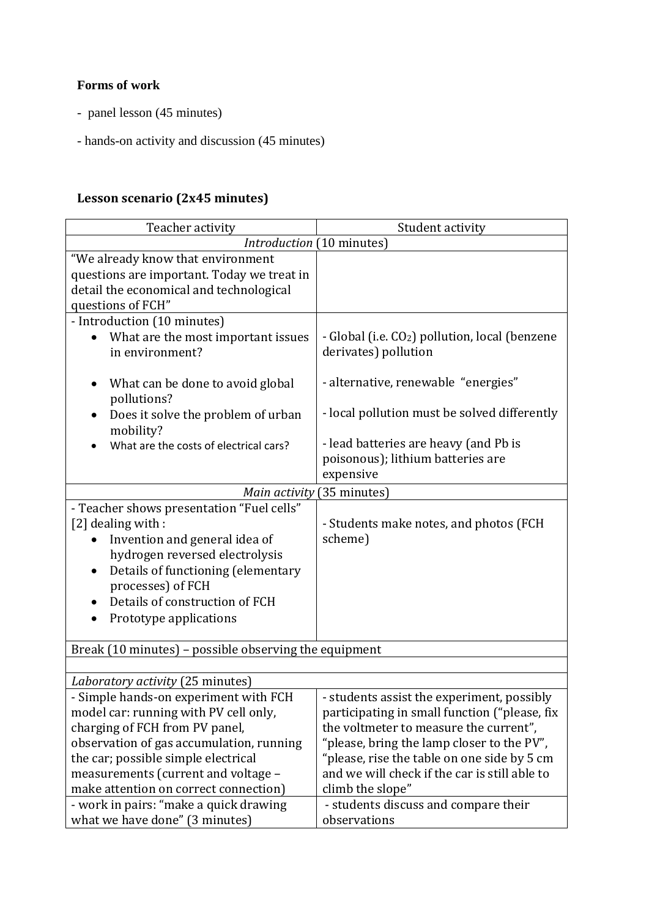**Forms of work**

- panel lesson (45 minutes)

- hands-on activity and discussion (45 minutes)

## Lesson scenario (2x45 minutes)

| Teacher activity | Student activity |
|---|---|
| *Introduction* (10 minutes) | |
| "We already know that environment questions are important. Today we treat in detail the economical and technological questions of FCH" | |
| - Introduction (10 minutes)<br>• What are the most important issues in environment?<br>• What can be done to avoid global pollutions?<br>• Does it solve the problem of urban mobility?<br>• What are the costs of electrical cars? | - Global (i.e. $CO_2$) pollution, local (benzene derivates) pollution<br>- alternative, renewable "energies"<br>- local pollution must be solved differently<br>- lead batteries are heavy (and Pb is poisonous); lithium batteries are expensive |
| *Main activity* (35 minutes) | |
| - Teacher shows presentation "Fuel cells" [2] dealing with :<br>• Invention and general idea of hydrogen reversed electrolysis<br>• Details of functioning (elementary processes) of FCH<br>• Details of construction of FCH<br>• Prototype applications | - Students make notes, and photos (FCH scheme) |
| Break (10 minutes) – possible observing the equipment | |
| | |
| *Laboratory activity* (25 minutes) | |
| - Simple hands-on experiment with FCH model car: running with PV cell only, charging of FCH from PV panel, observation of gas accumulation, running the car; possible simple electrical measurements (current and voltage – make attention on correct connection) | - students assist the experiment, possibly participating in small function ("please, fix the voltmeter to measure the current", "please, bring the lamp closer to the PV", "please, rise the table on one side by 5 cm and we will check if the car is still able to climb the slope" |
| - work in pairs: "make a quick drawing what we have done" (3 minutes) | - students discuss and compare their observations |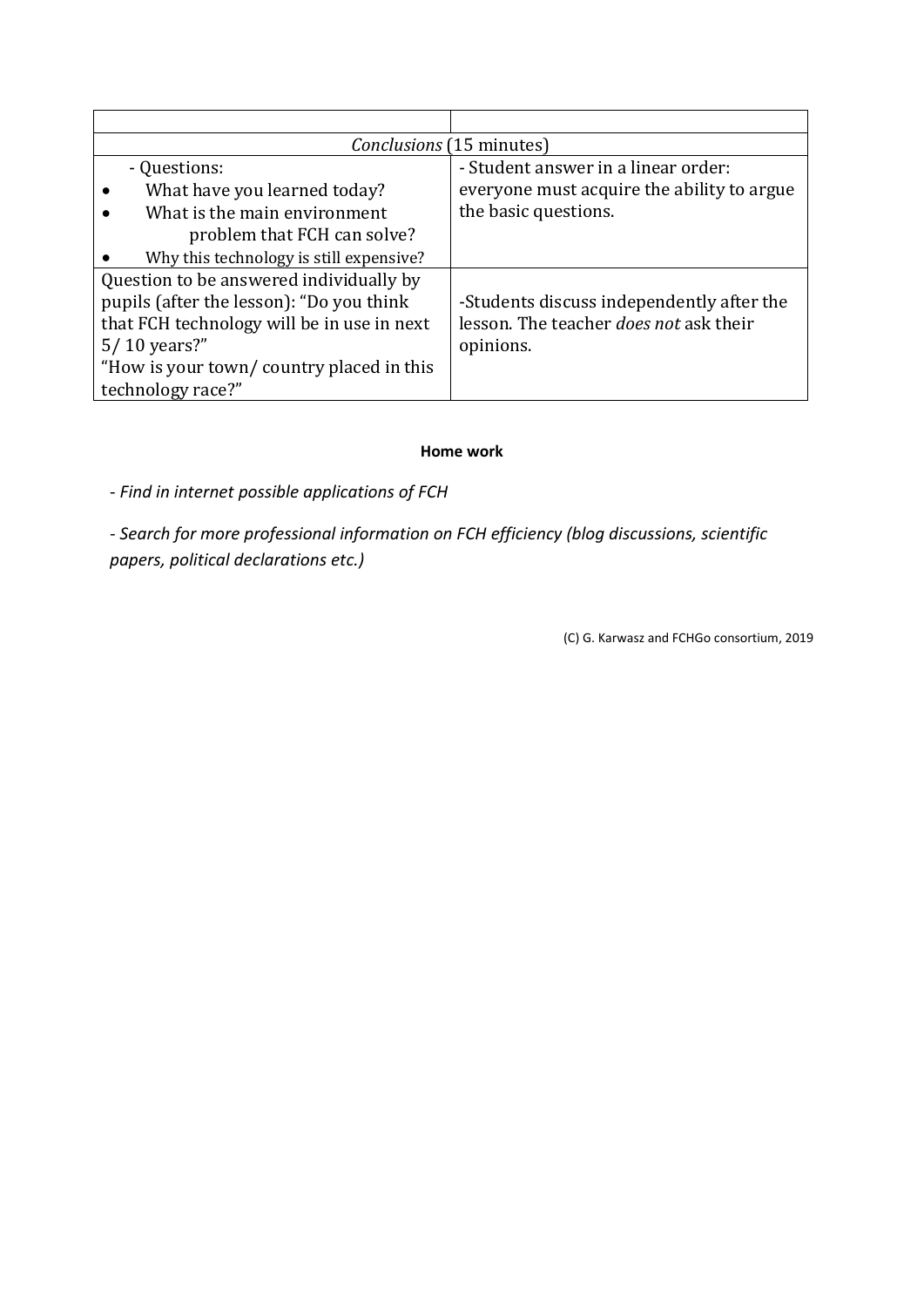| | |
|---|---|
| *Conclusions* (15 minutes) | |
| - Questions:<br>• What have you learned today?<br>• What is the main environment problem that FCH can solve?<br>• Why this technology is still expensive? | - Student answer in a linear order: everyone must acquire the ability to argue the basic questions. |
| Question to be answered individually by pupils (after the lesson): "Do you think that FCH technology will be in use in next 5/ 10 years?"<br>"How is your town/ country placed in this technology race?" | -Students discuss independently after the lesson. The teacher *does not* ask their opinions. |

**Home work**

*- Find in internet possible applications of FCH*

*- Search for more professional information on FCH efficiency (blog discussions, scientific papers, political declarations etc.)*

(C) G. Karwasz and FCHGo consortium, 2019